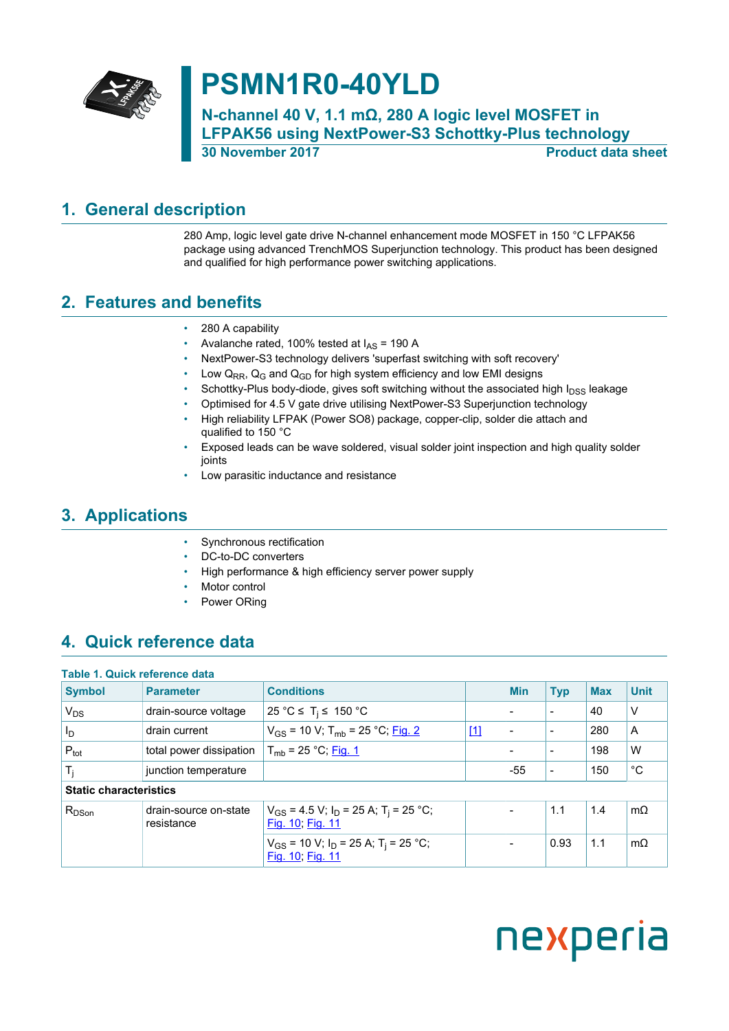# PSMN1R0-40YLD

## N-channel 40 V, 1.1 mΩ, 280 A logic level MOSFET in LFPAK56 using NextPower-S3 Schottky-Plus technology

30 November 2017 — Product data sheet

## 1. General description

280 Amp, logic level gate drive N-channel enhancement mode MOSFET in 150 °C LFPAK56 package using advanced TrenchMOS Superjunction technology. This product has been designed and qualified for high performance power switching applications.

## 2. Features and benefits

- 280 A capability
- Avalanche rated, 100% tested at $I_{AS}$ = 190 A
- NextPower-S3 technology delivers 'superfast switching with soft recovery'
- Low $Q_{RR}$, $Q_G$ and $Q_{GD}$ for high system efficiency and low EMI designs
- Schottky-Plus body-diode, gives soft switching without the associated high $I_{DSS}$ leakage
- Optimised for 4.5 V gate drive utilising NextPower-S3 Superjunction technology
- High reliability LFPAK (Power SO8) package, copper-clip, solder die attach and qualified to 150 °C
- Exposed leads can be wave soldered, visual solder joint inspection and high quality solder joints
- Low parasitic inductance and resistance

## 3. Applications

- Synchronous rectification
- DC-to-DC converters
- High performance & high efficiency server power supply
- Motor control
- Power ORing

## 4. Quick reference data

**Table 1. Quick reference data**

| Symbol | Parameter | Conditions | | Min | Typ | Max | Unit |
|---|---|---|---|---|---|---|---|
| $V_{DS}$ | drain-source voltage | 25 °C ≤ $T_j$ ≤ 150 °C | | - | - | 40 | V |
| $I_D$ | drain current | $V_{GS}$ = 10 V; $T_{mb}$ = 25 °C; Fig. 2 | [1] | - | - | 280 | A |
| $P_{tot}$ | total power dissipation | $T_{mb}$ = 25 °C; Fig. 1 | | - | - | 198 | W |
| $T_j$ | junction temperature | | | -55 | - | 150 | °C |
| **Static characteristics** | | | | | | | |
| $R_{DSon}$ | drain-source on-state resistance | $V_{GS}$ = 4.5 V; $I_D$ = 25 A; $T_j$ = 25 °C; Fig. 10; Fig. 11 | | - | 1.1 | 1.4 | mΩ |
| | | $V_{GS}$ = 10 V; $I_D$ = 25 A; $T_j$ = 25 °C; Fig. 10; Fig. 11 | | - | 0.93 | 1.1 | mΩ |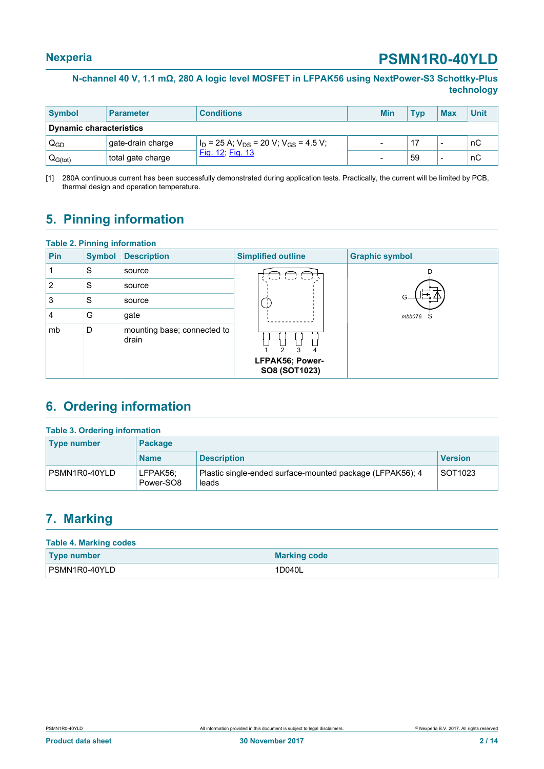N-channel 40 V, 1.1 mΩ, 280 A logic level MOSFET in LFPAK56 using NextPower-S3 Schottky-Plus technology

| Symbol | Parameter | Conditions | Min | Typ | Max | Unit |
|---|---|---|---|---|---|---|
| **Dynamic characteristics** | | | | | | |
| $Q_{GD}$ | gate-drain charge | $I_D$ = 25 A; $V_{DS}$ = 20 V; $V_{GS}$ = 4.5 V; Fig. 12; Fig. 13 | - | 17 | - | nC |
| $Q_{G(tot)}$ | total gate charge | | - | 59 | - | nC |

[1] 280A continuous current has been successfully demonstrated during application tests. Practically, the current will be limited by PCB, thermal design and operation temperature.

## 5. Pinning information

**Table 2. Pinning information**

| Pin | Symbol | Description | Simplified outline | Graphic symbol |
|---|---|---|---|---|
| 1 | S | source | LFPAK56; Power-SO8 (SOT1023) | mbb076 |
| 2 | S | source | | |
| 3 | S | source | | |
| 4 | G | gate | | |
| mb | D | mounting base; connected to drain | | |

## 6. Ordering information

**Table 3. Ordering information**

| Type number | Package | | |
|---|---|---|---|
| | **Name** | **Description** | **Version** |
| PSMN1R0-40YLD | LFPAK56; Power-SO8 | Plastic single-ended surface-mounted package (LFPAK56); 4 leads | SOT1023 |

## 7. Marking

**Table 4. Marking codes**

| Type number | Marking code |
|---|---|
| PSMN1R0-40YLD | 1D040L |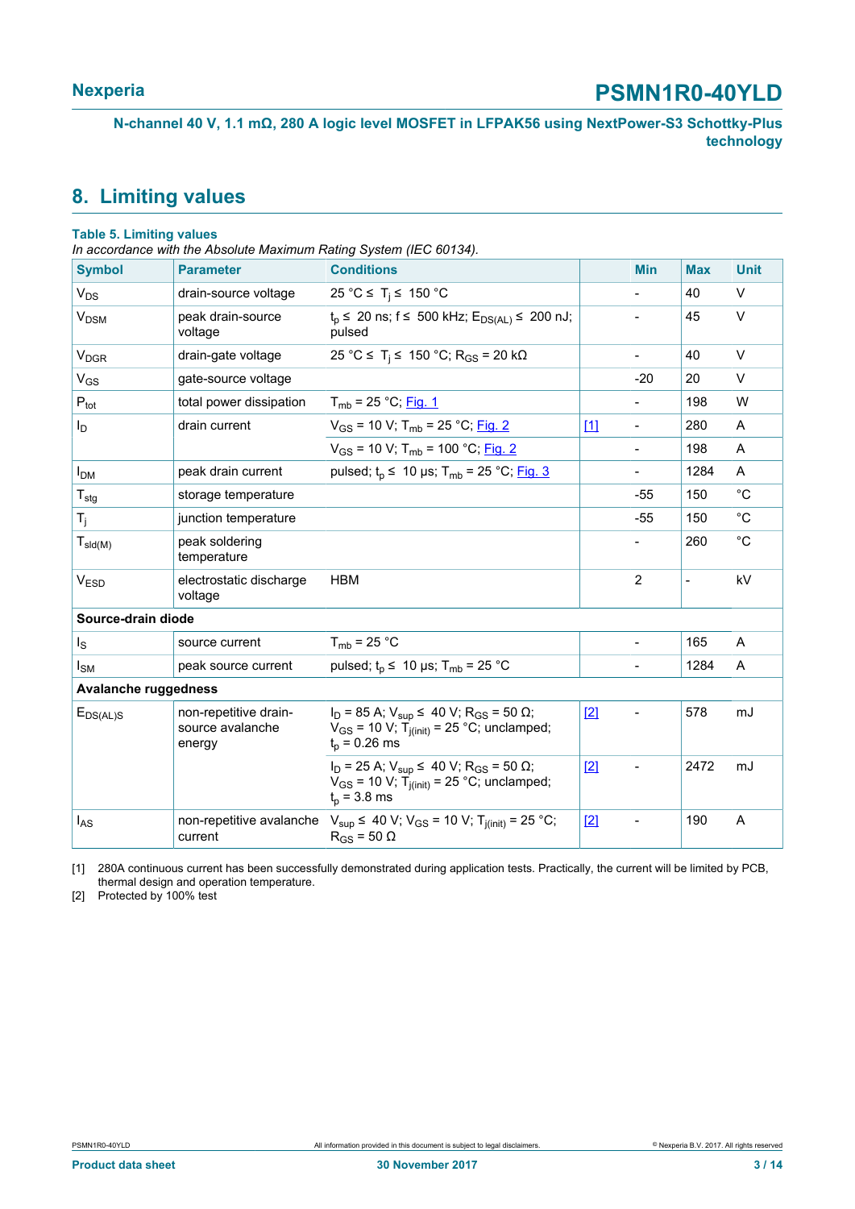## 8. Limiting values

**Table 5. Limiting values**

*In accordance with the Absolute Maximum Rating System (IEC 60134).*

| Symbol | Parameter | Conditions | | Min | Max | Unit |
|---|---|---|---|---|---|---|
| $V_{DS}$ | drain-source voltage | 25 °C ≤ $T_j$ ≤ 150 °C | | - | 40 | V |
| $V_{DSM}$ | peak drain-source voltage | $t_p$ ≤ 20 ns; f ≤ 500 kHz; $E_{DS(AL)}$ ≤ 200 nJ; pulsed | | - | 45 | V |
| $V_{DGR}$ | drain-gate voltage | 25 °C ≤ $T_j$ ≤ 150 °C; $R_{GS}$ = 20 kΩ | | - | 40 | V |
| $V_{GS}$ | gate-source voltage | | | -20 | 20 | V |
| $P_{tot}$ | total power dissipation | $T_{mb}$ = 25 °C; Fig. 1 | | - | 198 | W |
| $I_D$ | drain current | $V_{GS}$ = 10 V; $T_{mb}$ = 25 °C; Fig. 2 | [1] | - | 280 | A |
| | | $V_{GS}$ = 10 V; $T_{mb}$ = 100 °C; Fig. 2 | | - | 198 | A |
| $I_{DM}$ | peak drain current | pulsed; $t_p$ ≤ 10 µs; $T_{mb}$ = 25 °C; Fig. 3 | | - | 1284 | A |
| $T_{stg}$ | storage temperature | | | -55 | 150 | °C |
| $T_j$ | junction temperature | | | -55 | 150 | °C |
| $T_{sld(M)}$ | peak soldering temperature | | | - | 260 | °C |
| $V_{ESD}$ | electrostatic discharge voltage | HBM | | 2 | - | kV |
| **Source-drain diode** | | | | | | |
| $I_S$ | source current | $T_{mb}$ = 25 °C | | - | 165 | A |
| $I_{SM}$ | peak source current | pulsed; $t_p$ ≤ 10 µs; $T_{mb}$ = 25 °C | | - | 1284 | A |
| **Avalanche ruggedness** | | | | | | |
| $E_{DS(AL)S}$ | non-repetitive drain-source avalanche energy | $I_D$ = 85 A; $V_{sup}$ ≤ 40 V; $R_{GS}$ = 50 Ω; $V_{GS}$ = 10 V; $T_{j(init)}$ = 25 °C; unclamped; $t_p$ = 0.26 ms | [2] | - | 578 | mJ |
| | | $I_D$ = 25 A; $V_{sup}$ ≤ 40 V; $R_{GS}$ = 50 Ω; $V_{GS}$ = 10 V; $T_{j(init)}$ = 25 °C; unclamped; $t_p$ = 3.8 ms | [2] | - | 2472 | mJ |
| $I_{AS}$ | non-repetitive avalanche current | $V_{sup}$ ≤ 40 V; $V_{GS}$ = 10 V; $T_{j(init)}$ = 25 °C; $R_{GS}$ = 50 Ω | [2] | - | 190 | A |

[1] 280A continuous current has been successfully demonstrated during application tests. Practically, the current will be limited by PCB, thermal design and operation temperature.

[2] Protected by 100% test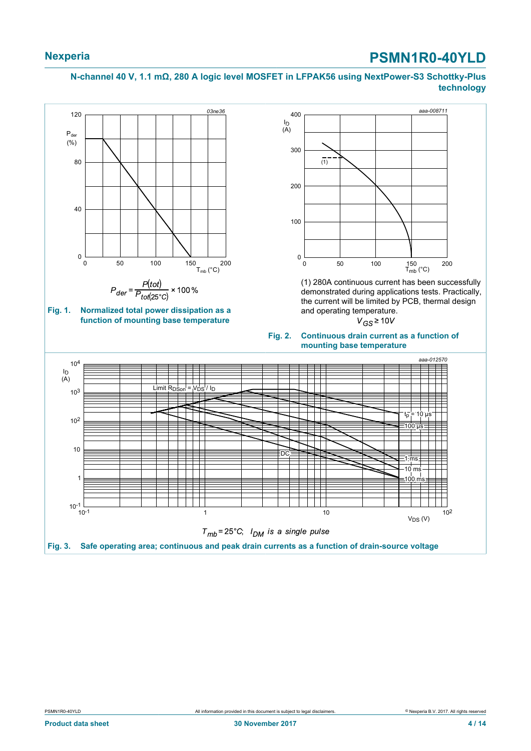$$P_{der} = \frac{P(tot)}{P_{tot(25°C)}} \times 100\,\%$$

**Fig. 1. Normalized total power dissipation as a function of mounting base temperature**

(1) 280A continuous current has been successfully demonstrated during applications tests. Practically, the current will be limited by PCB, thermal design and operating temperature.

$V_{GS} \geq 10V$

**Fig. 2. Continuous drain current as a function of mounting base temperature**

$T_{mb} = 25°C$; $I_{DM}$ is a single pulse

**Fig. 3. Safe operating area; continuous and peak drain currents as a function of drain-source voltage**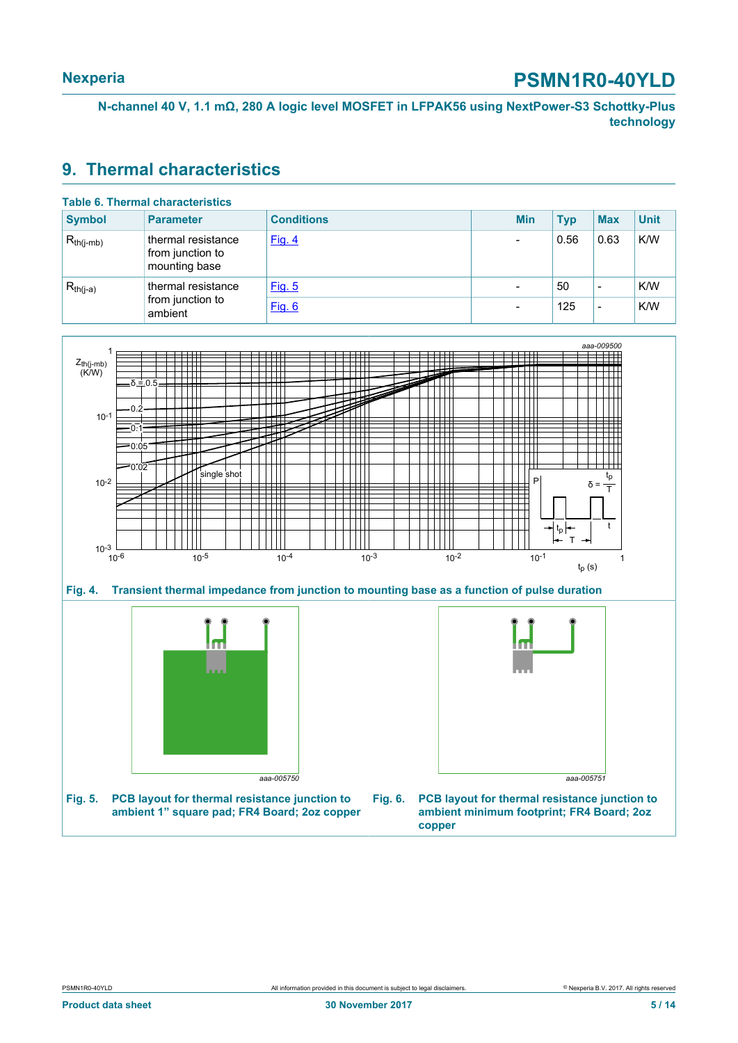## 9. Thermal characteristics

**Table 6. Thermal characteristics**

| Symbol | Parameter | Conditions | Min | Typ | Max | Unit |
|---|---|---|---|---|---|---|
| $R_{th(j-mb)}$ | thermal resistance from junction to mounting base | Fig. 4 | - | 0.56 | 0.63 | K/W |
| $R_{th(j-a)}$ | thermal resistance from junction to ambient | Fig. 5 | - | 50 | - | K/W |
| | | Fig. 6 | - | 125 | - | K/W |

**Fig. 4. Transient thermal impedance from junction to mounting base as a function of pulse duration**

**Fig. 5. PCB layout for thermal resistance junction to ambient 1" square pad; FR4 Board; 2oz copper**

**Fig. 6. PCB layout for thermal resistance junction to ambient minimum footprint; FR4 Board; 2oz copper**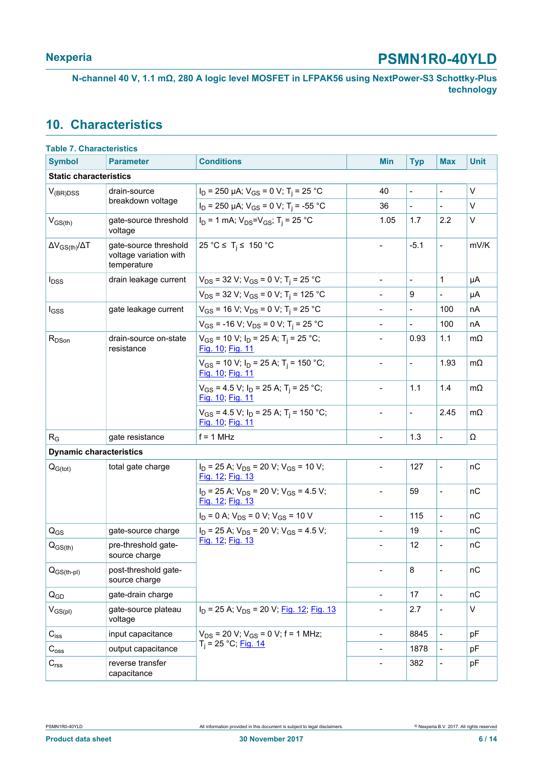## 10. Characteristics

**Table 7. Characteristics**

| Symbol | Parameter | Conditions | Min | Typ | Max | Unit |
|---|---|---|---|---|---|---|
| **Static characteristics** | | | | | | |
| $V_{(BR)DSS}$ | drain-source breakdown voltage | $I_D$ = 250 µA; $V_{GS}$ = 0 V; $T_j$ = 25 °C | 40 | - | - | V |
| | | $I_D$ = 250 µA; $V_{GS}$ = 0 V; $T_j$ = -55 °C | 36 | - | - | V |
| $V_{GS(th)}$ | gate-source threshold voltage | $I_D$ = 1 mA; $V_{DS}$=$V_{GS}$; $T_j$ = 25 °C | 1.05 | 1.7 | 2.2 | V |
| $\Delta V_{GS(th)}/\Delta T$ | gate-source threshold voltage variation with temperature | 25 °C ≤ $T_j$ ≤ 150 °C | - | -5.1 | - | mV/K |
| $I_{DSS}$ | drain leakage current | $V_{DS}$ = 32 V; $V_{GS}$ = 0 V; $T_j$ = 25 °C | - | - | 1 | µA |
| | | $V_{DS}$ = 32 V; $V_{GS}$ = 0 V; $T_j$ = 125 °C | - | 9 | - | µA |
| $I_{GSS}$ | gate leakage current | $V_{GS}$ = 16 V; $V_{DS}$ = 0 V; $T_j$ = 25 °C | - | - | 100 | nA |
| | | $V_{GS}$ = -16 V; $V_{DS}$ = 0 V; $T_j$ = 25 °C | - | - | 100 | nA |
| $R_{DSon}$ | drain-source on-state resistance | $V_{GS}$ = 10 V; $I_D$ = 25 A; $T_j$ = 25 °C; Fig. 10; Fig. 11 | - | 0.93 | 1.1 | mΩ |
| | | $V_{GS}$ = 10 V; $I_D$ = 25 A; $T_j$ = 150 °C; Fig. 10; Fig. 11 | - | - | 1.93 | mΩ |
| | | $V_{GS}$ = 4.5 V; $I_D$ = 25 A; $T_j$ = 25 °C; Fig. 10; Fig. 11 | - | 1.1 | 1.4 | mΩ |
| | | $V_{GS}$ = 4.5 V; $I_D$ = 25 A; $T_j$ = 150 °C; Fig. 10; Fig. 11 | - | - | 2.45 | mΩ |
| $R_G$ | gate resistance | f = 1 MHz | - | 1.3 | - | Ω |
| **Dynamic characteristics** | | | | | | |
| $Q_{G(tot)}$ | total gate charge | $I_D$ = 25 A; $V_{DS}$ = 20 V; $V_{GS}$ = 10 V; Fig. 12; Fig. 13 | - | 127 | - | nC |
| | | $I_D$ = 25 A; $V_{DS}$ = 20 V; $V_{GS}$ = 4.5 V; Fig. 12; Fig. 13 | - | 59 | - | nC |
| | | $I_D$ = 0 A; $V_{DS}$ = 0 V; $V_{GS}$ = 10 V | - | 115 | - | nC |
| $Q_{GS}$ | gate-source charge | $I_D$ = 25 A; $V_{DS}$ = 20 V; $V_{GS}$ = 4.5 V; Fig. 12; Fig. 13 | - | 19 | - | nC |
| $Q_{GS(th)}$ | pre-threshold gate-source charge | | - | 12 | - | nC |
| $Q_{GS(th-pl)}$ | post-threshold gate-source charge | | - | 8 | - | nC |
| $Q_{GD}$ | gate-drain charge | | - | 17 | - | nC |
| $V_{GS(pl)}$ | gate-source plateau voltage | $I_D$ = 25 A; $V_{DS}$ = 20 V; Fig. 12; Fig. 13 | - | 2.7 | - | V |
| $C_{iss}$ | input capacitance | $V_{DS}$ = 20 V; $V_{GS}$ = 0 V; f = 1 MHz; $T_j$ = 25 °C; Fig. 14 | - | 8845 | - | pF |
| $C_{oss}$ | output capacitance | | - | 1878 | - | pF |
| $C_{rss}$ | reverse transfer capacitance | | - | 382 | - | pF |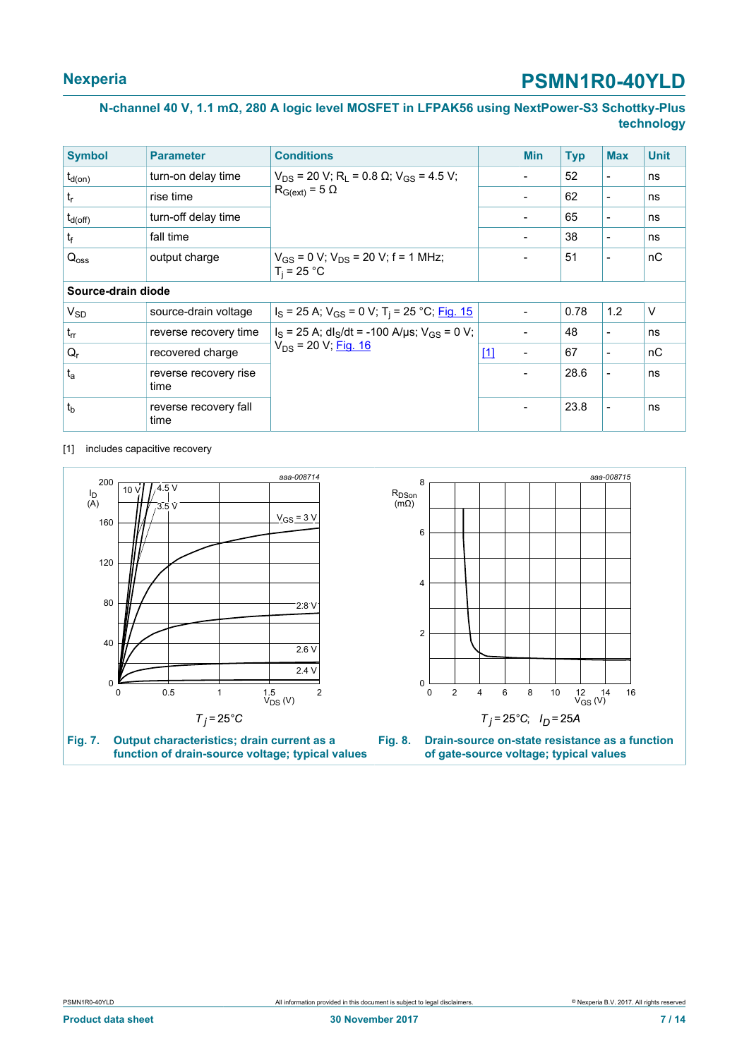| Symbol | Parameter | Conditions | | Min | Typ | Max | Unit |
|---|---|---|---|---|---|---|---|
| $t_{d(on)}$ | turn-on delay time | $V_{DS}$ = 20 V; $R_L$ = 0.8 Ω; $V_{GS}$ = 4.5 V; $R_{G(ext)}$ = 5 Ω | | - | 52 | - | ns |
| $t_r$ | rise time | | | - | 62 | - | ns |
| $t_{d(off)}$ | turn-off delay time | | | - | 65 | - | ns |
| $t_f$ | fall time | | | - | 38 | - | ns |
| $Q_{oss}$ | output charge | $V_{GS}$ = 0 V; $V_{DS}$ = 20 V; f = 1 MHz; $T_j$ = 25 °C | | - | 51 | - | nC |
| **Source-drain diode** | | | | | | | |
| $V_{SD}$ | source-drain voltage | $I_S$ = 25 A; $V_{GS}$ = 0 V; $T_j$ = 25 °C; Fig. 15 | | - | 0.78 | 1.2 | V |
| $t_{rr}$ | reverse recovery time | $I_S$ = 25 A; $dI_S/dt$ = -100 A/µs; $V_{GS}$ = 0 V; $V_{DS}$ = 20 V; Fig. 16 | | - | 48 | - | ns |
| $Q_r$ | recovered charge | | [1] | - | 67 | - | nC |
| $t_a$ | reverse recovery rise time | | | - | 28.6 | - | ns |
| $t_b$ | reverse recovery fall time | | | - | 23.8 | - | ns |

[1] includes capacitive recovery

Fig. 7. Output characteristics; drain current as a function of drain-source voltage; typical values

Fig. 8. Drain-source on-state resistance as a function of gate-source voltage; typical values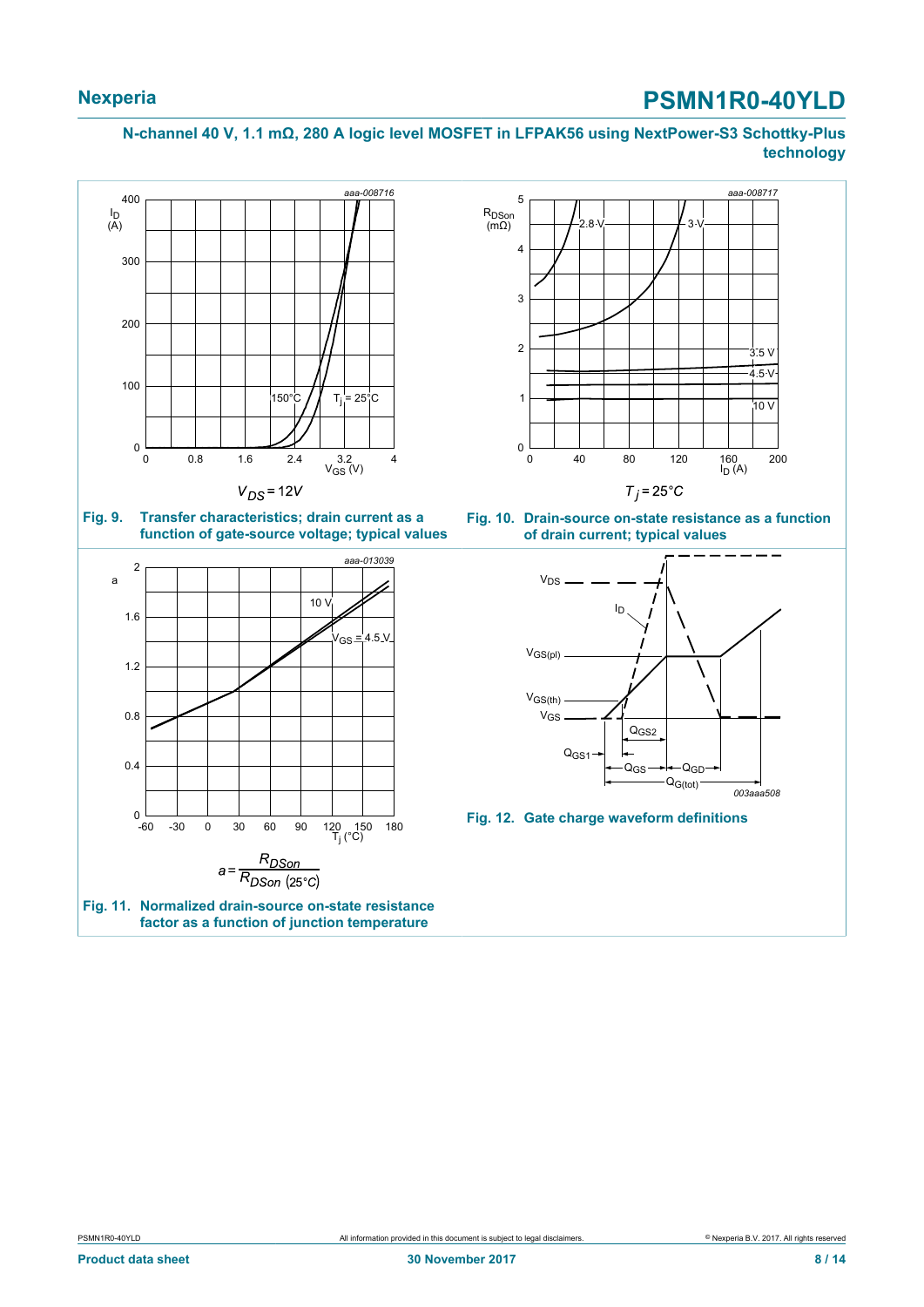$V_{DS} = 12V$

**Fig. 9. Transfer characteristics; drain current as a function of gate-source voltage; typical values**

$T_j = 25°C$

**Fig. 10. Drain-source on-state resistance as a function of drain current; typical values**

$$a = \frac{R_{DSon}}{R_{DSon\,(25°C)}}$$

**Fig. 11. Normalized drain-source on-state resistance factor as a function of junction temperature**

**Fig. 12. Gate charge waveform definitions**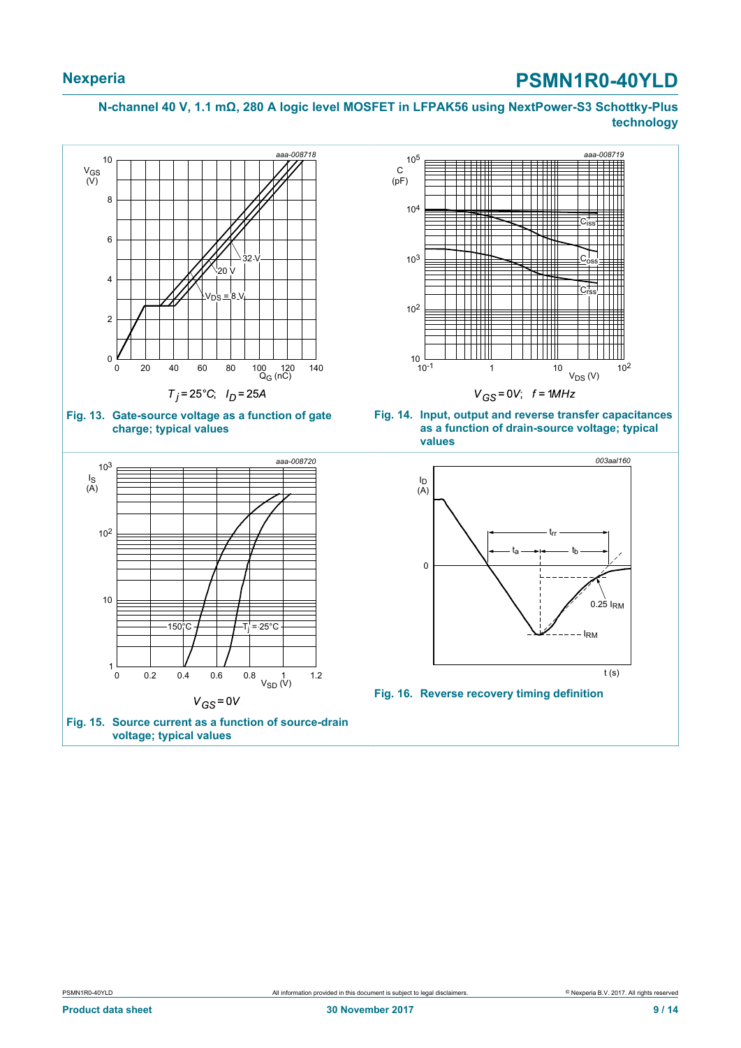aaa-008718

$T_j = 25°C$; $I_D = 25A$

**Fig. 13. Gate-source voltage as a function of gate charge; typical values**

aaa-008719

$V_{GS} = 0V$; $f = 1MHz$

**Fig. 14. Input, output and reverse transfer capacitances as a function of drain-source voltage; typical values**

aaa-008720

$V_{GS} = 0V$

**Fig. 15. Source current as a function of source-drain voltage; typical values**

003aal160

**Fig. 16. Reverse recovery timing definition**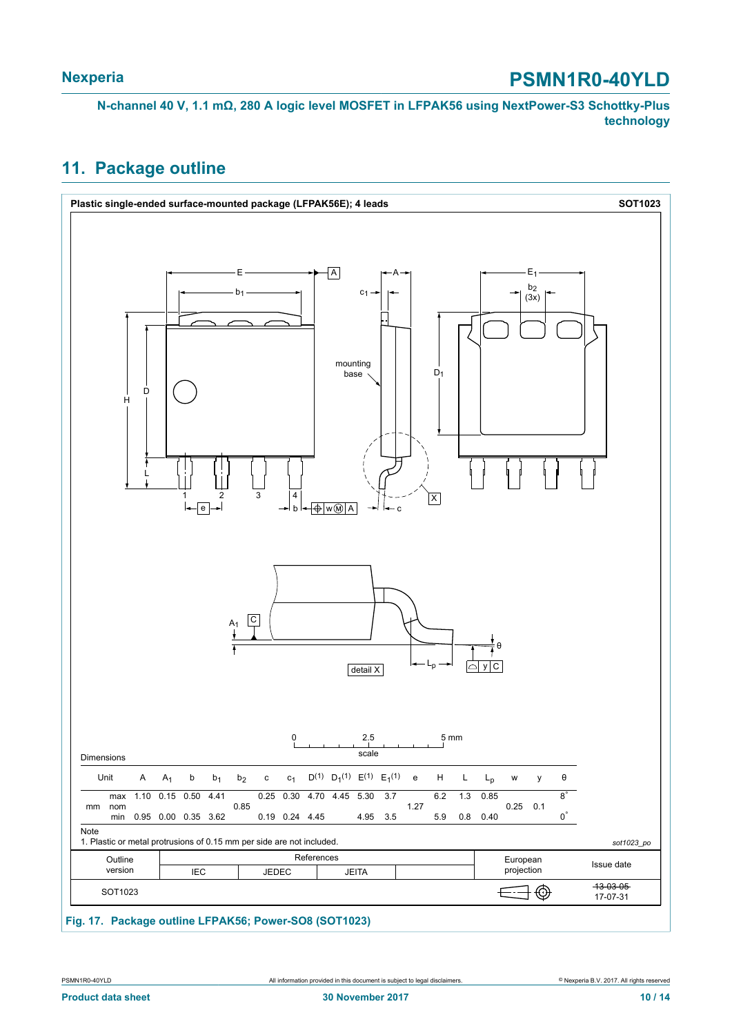## 11. Package outline

**Plastic single-ended surface-mounted package (LFPAK56E); 4 leads** — **SOT1023**

Dimensions

| Unit | | A | $A_1$ | b | $b_1$ | $b_2$ | c | $c_1$ | D(1) | $D_1$(1) | E(1) | $E_1$(1) | e | H | L | $L_p$ | w | y | θ |
|---|---|---|---|---|---|---|---|---|---|---|---|---|---|---|---|---|---|---|---|
| mm | max | 1.10 | 0.15 | 0.50 | 4.41 | | 0.25 | 0.30 | 4.70 | 4.45 | 5.30 | 3.7 | | 6.2 | 1.3 | 0.85 | | | 8° |
| | nom | | | | | 0.85 | | | | | | | 1.27 | | | | 0.25 | 0.1 | |
| | min | 0.95 | 0.00 | 0.35 | 3.62 | | 0.19 | 0.24 | 4.45 | | 4.95 | 3.5 | | 5.9 | 0.8 | 0.40 | | | 0° |

Note

1. Plastic or metal protrusions of 0.15 mm per side are not included.

sot1023_po

| Outline version | References: IEC | References: JEDEC | References: JEITA | | European projection | Issue date |
|---|---|---|---|---|---|---|
| SOT1023 | | | | | | ~~13-03-05~~ 17-07-31 |

**Fig. 17. Package outline LFPAK56; Power-SO8 (SOT1023)**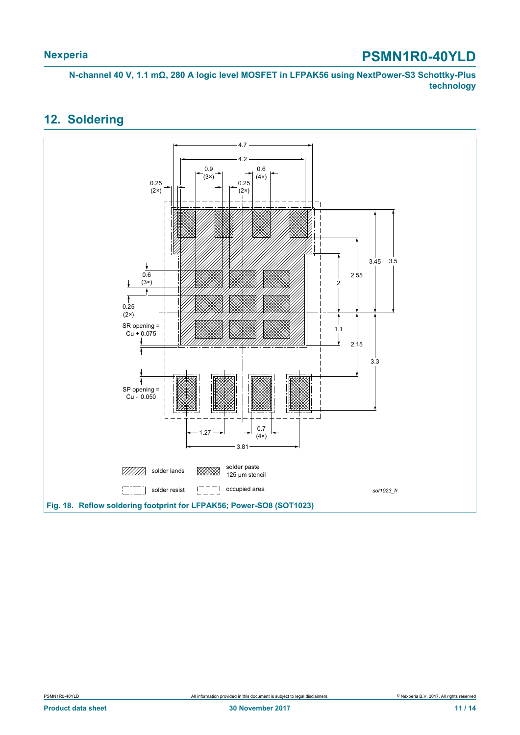## 12. Soldering

4.7

4.2

0.9 (3×)

0.6 (4×)

0.25 (2×)

0.25 (2×)

0.6 (3×)

0.25 (2×)

SR opening = Cu + 0.075

SP opening = Cu - 0.050

3.45

3.5

2.55

2

1.1

2.15

3.3

1.27

0.7 (4×)

3.81

solder lands

solder paste 125 µm stencil

solder resist

occupied area

*sot1023_fr*

**Fig. 18. Reflow soldering footprint for LFPAK56; Power-SO8 (SOT1023)**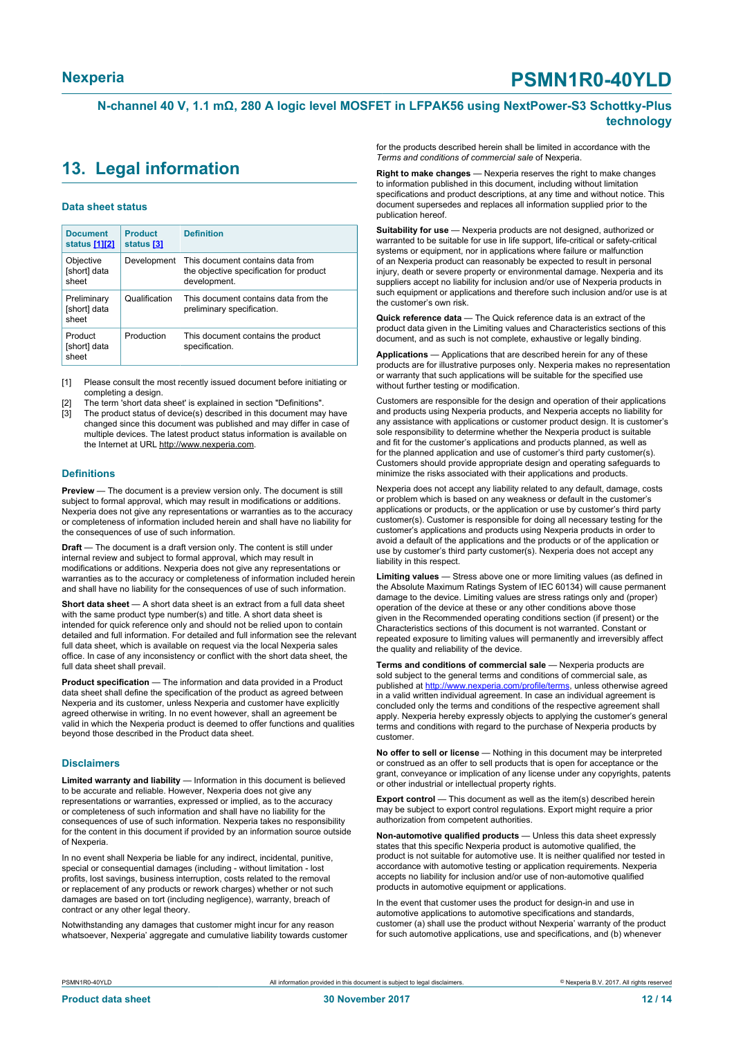## 13. Legal information

### Data sheet status

| Document status [1][2] | Product status [3] | Definition |
|---|---|---|
| Objective [short] data sheet | Development | This document contains data from the objective specification for product development. |
| Preliminary [short] data sheet | Qualification | This document contains data from the preliminary specification. |
| Product [short] data sheet | Production | This document contains the product specification. |

[1] Please consult the most recently issued document before initiating or completing a design.
[2] The term 'short data sheet' is explained in section "Definitions".
[3] The product status of device(s) described in this document may have changed since this document was published and may differ in case of multiple devices. The latest product status information is available on the Internet at URL http://www.nexperia.com.

### Definitions

**Preview** — The document is a preview version only. The document is still subject to formal approval, which may result in modifications or additions. Nexperia does not give any representations or warranties as to the accuracy or completeness of information included herein and shall have no liability for the consequences of use of such information.

**Draft** — The document is a draft version only. The content is still under internal review and subject to formal approval, which may result in modifications or additions. Nexperia does not give any representations or warranties as to the accuracy or completeness of information included herein and shall have no liability for the consequences of use of such information.

**Short data sheet** — A short data sheet is an extract from a full data sheet with the same product type number(s) and title. A short data sheet is intended for quick reference only and should not be relied upon to contain detailed and full information. For detailed and full information see the relevant full data sheet, which is available on request via the local Nexperia sales office. In case of any inconsistency or conflict with the short data sheet, the full data sheet shall prevail.

**Product specification** — The information and data provided in a Product data sheet shall define the specification of the product as agreed between Nexperia and its customer, unless Nexperia and customer have explicitly agreed otherwise in writing. In no event however, shall an agreement be valid in which the Nexperia product is deemed to offer functions and qualities beyond those described in the Product data sheet.

### Disclaimers

**Limited warranty and liability** — Information in this document is believed to be accurate and reliable. However, Nexperia does not give any representations or warranties, expressed or implied, as to the accuracy or completeness of such information and shall have no liability for the consequences of use of such information. Nexperia takes no responsibility for the content in this document if provided by an information source outside of Nexperia.

In no event shall Nexperia be liable for any indirect, incidental, punitive, special or consequential damages (including - without limitation - lost profits, lost savings, business interruption, costs related to the removal or replacement of any products or rework charges) whether or not such damages are based on tort (including negligence), warranty, breach of contract or any other legal theory.

Notwithstanding any damages that customer might incur for any reason whatsoever, Nexperia' aggregate and cumulative liability towards customer for the products described herein shall be limited in accordance with the *Terms and conditions of commercial sale* of Nexperia.

**Right to make changes** — Nexperia reserves the right to make changes to information published in this document, including without limitation specifications and product descriptions, at any time and without notice. This document supersedes and replaces all information supplied prior to the publication hereof.

**Suitability for use** — Nexperia products are not designed, authorized or warranted to be suitable for use in life support, life-critical or safety-critical systems or equipment, nor in applications where failure or malfunction of an Nexperia product can reasonably be expected to result in personal injury, death or severe property or environmental damage. Nexperia and its suppliers accept no liability for inclusion and/or use of Nexperia products in such equipment or applications and therefore such inclusion and/or use is at the customer's own risk.

**Quick reference data** — The Quick reference data is an extract of the product data given in the Limiting values and Characteristics sections of this document, and as such is not complete, exhaustive or legally binding.

**Applications** — Applications that are described herein for any of these products are for illustrative purposes only. Nexperia makes no representation or warranty that such applications will be suitable for the specified use without further testing or modification.

Customers are responsible for the design and operation of their applications and products using Nexperia products, and Nexperia accepts no liability for any assistance with applications or customer product design. It is customer's sole responsibility to determine whether the Nexperia product is suitable and fit for the customer's applications and products planned, as well as for the planned application and use of customer's third party customer(s). Customers should provide appropriate design and operating safeguards to minimize the risks associated with their applications and products.

Nexperia does not accept any liability related to any default, damage, costs or problem which is based on any weakness or default in the customer's applications or products, or the application or use by customer's third party customer(s). Customer is responsible for doing all necessary testing for the customer's applications and products using Nexperia products in order to avoid a default of the applications and the products or of the application or use by customer's third party customer(s). Nexperia does not accept any liability in this respect.

**Limiting values** — Stress above one or more limiting values (as defined in the Absolute Maximum Ratings System of IEC 60134) will cause permanent damage to the device. Limiting values are stress ratings only and (proper) operation of the device at these or any other conditions above those given in the Recommended operating conditions section (if present) or the Characteristics sections of this document is not warranted. Constant or repeated exposure to limiting values will permanently and irreversibly affect the quality and reliability of the device.

**Terms and conditions of commercial sale** — Nexperia products are sold subject to the general terms and conditions of commercial sale, as published at http://www.nexperia.com/profile/terms, unless otherwise agreed in a valid written individual agreement. In case an individual agreement is concluded only the terms and conditions of the respective agreement shall apply. Nexperia hereby expressly objects to applying the customer's general terms and conditions with regard to the purchase of Nexperia products by customer.

**No offer to sell or license** — Nothing in this document may be interpreted or construed as an offer to sell products that is open for acceptance or the grant, conveyance or implication of any license under any copyrights, patents or other industrial or intellectual property rights.

**Export control** — This document as well as the item(s) described herein may be subject to export control regulations. Export might require a prior authorization from competent authorities.

**Non-automotive qualified products** — Unless this data sheet expressly states that this specific Nexperia product is automotive qualified, the product is not suitable for automotive use. It is neither qualified nor tested in accordance with automotive testing or application requirements. Nexperia accepts no liability for inclusion and/or use of non-automotive qualified products in automotive equipment or applications.

In the event that customer uses the product for design-in and use in automotive applications to automotive specifications and standards, customer (a) shall use the product without Nexperia' warranty of the product for such automotive applications, use and specifications, and (b) whenever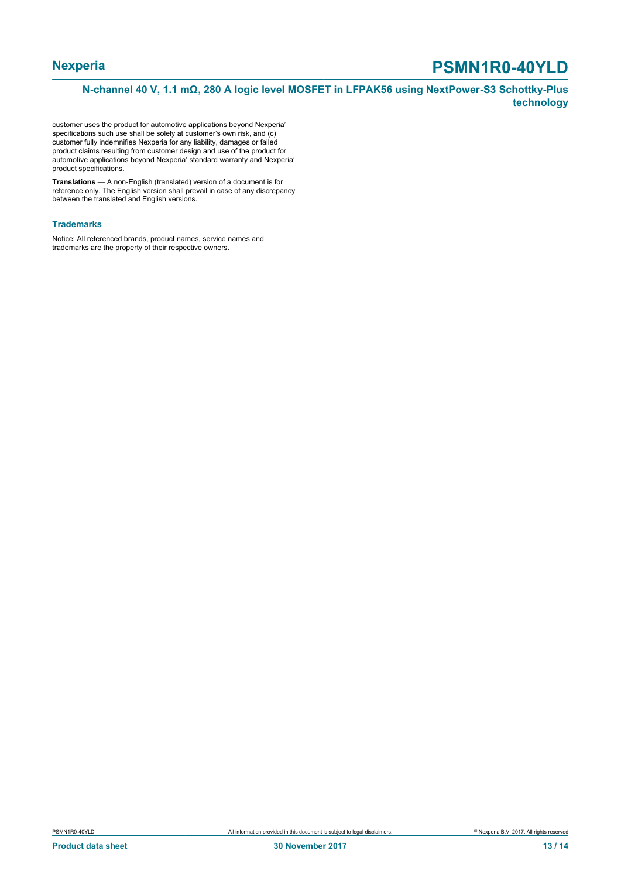customer uses the product for automotive applications beyond Nexperia' specifications such use shall be solely at customer's own risk, and (c) customer fully indemnifies Nexperia for any liability, damages or failed product claims resulting from customer design and use of the product for automotive applications beyond Nexperia' standard warranty and Nexperia' product specifications.

**Translations** — A non-English (translated) version of a document is for reference only. The English version shall prevail in case of any discrepancy between the translated and English versions.

### Trademarks

Notice: All referenced brands, product names, service names and trademarks are the property of their respective owners.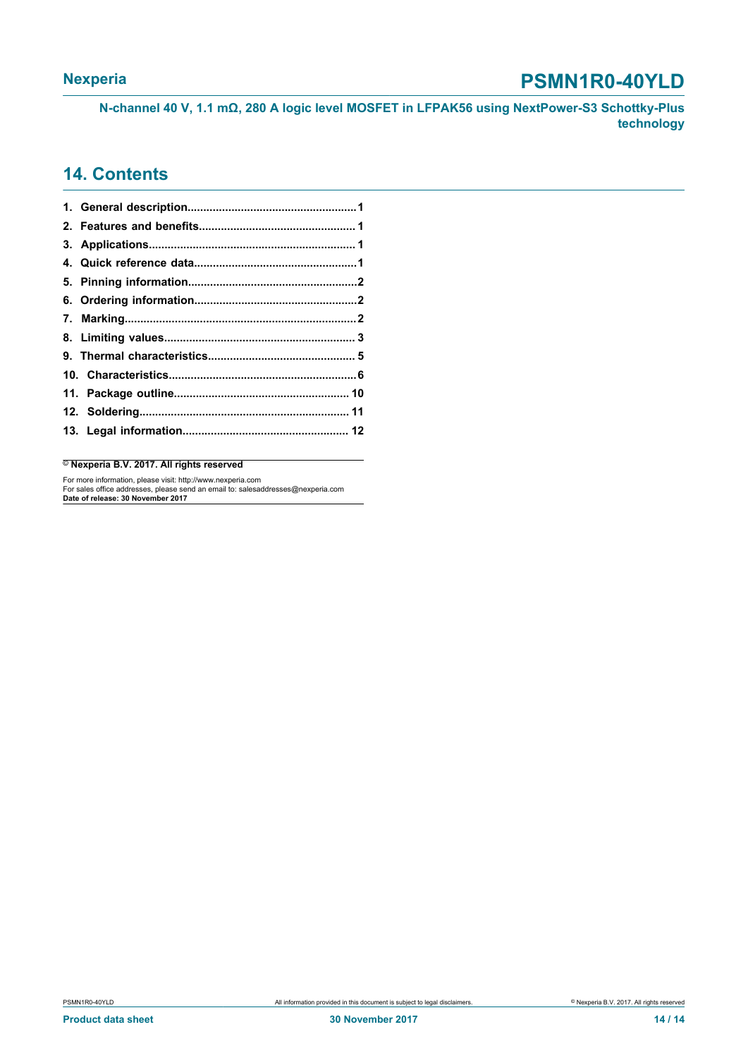## 14. Contents

1. General description....1
2. Features and benefits....1
3. Applications....1
4. Quick reference data....1
5. Pinning information....2
6. Ordering information....2
7. Marking....2
8. Limiting values....3
9. Thermal characteristics....5
10. Characteristics....6
11. Package outline....10
12. Soldering....11
13. Legal information....12

**© Nexperia B.V. 2017. All rights reserved**

For more information, please visit: http://www.nexperia.com
For sales office addresses, please send an email to: salesaddresses@nexperia.com
**Date of release: 30 November 2017**